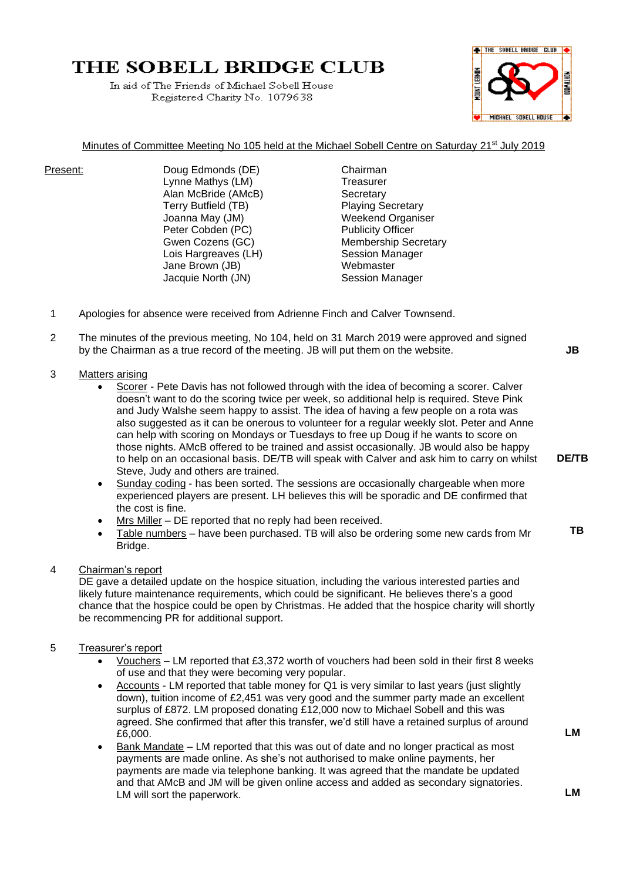# THE SOBELL BRIDGE CLUB

In aid of The Friends of Michael Sobell House
Registered Charity No. 1079638

Minutes of Committee Meeting No 105 held at the Michael Sobell Centre on Saturday 21st July 2019

| Present: | | |
|---|---|---|
| | Doug Edmonds (DE) | Chairman |
| | Lynne Mathys (LM) | Treasurer |
| | Alan McBride (AMcB) | Secretary |
| | Terry Butfield (TB) | Playing Secretary |
| | Joanna May (JM) | Weekend Organiser |
| | Peter Cobden (PC) | Publicity Officer |
| | Gwen Cozens (GC) | Membership Secretary |
| | Lois Hargreaves (LH) | Session Manager |
| | Jane Brown (JB) | Webmaster |
| | Jacquie North (JN) | Session Manager |

1. Apologies for absence were received from Adrienne Finch and Calver Townsend.

2. The minutes of the previous meeting, No 104, held on 31 March 2019 were approved and signed by the Chairman as a true record of the meeting. JB will put them on the website. **JB**

3. Matters arising
   - Scorer - Pete Davis has not followed through with the idea of becoming a scorer. Calver doesn't want to do the scoring twice per week, so additional help is required. Steve Pink and Judy Walshe seem happy to assist. The idea of having a few people on a rota was also suggested as it can be onerous to volunteer for a regular weekly slot. Peter and Anne can help with scoring on Mondays or Tuesdays to free up Doug if he wants to score on those nights. AMcB offered to be trained and assist occasionally. JB would also be happy to help on an occasional basis. DE/TB will speak with Calver and ask him to carry on whilst Steve, Judy and others are trained. **DE/TB**
   - Sunday coding - has been sorted. The sessions are occasionally chargeable when more experienced players are present. LH believes this will be sporadic and DE confirmed that the cost is fine.
   - Mrs Miller – DE reported that no reply had been received.
   - Table numbers – have been purchased. TB will also be ordering some new cards from Mr Bridge. **TB**

4. Chairman's report
   DE gave a detailed update on the hospice situation, including the various interested parties and likely future maintenance requirements, which could be significant. He believes there's a good chance that the hospice could be open by Christmas. He added that the hospice charity will shortly be recommencing PR for additional support.

5. Treasurer's report
   - Vouchers – LM reported that £3,372 worth of vouchers had been sold in their first 8 weeks of use and that they were becoming very popular.
   - Accounts - LM reported that table money for Q1 is very similar to last years (just slightly down), tuition income of £2,451 was very good and the summer party made an excellent surplus of £872. LM proposed donating £12,000 now to Michael Sobell and this was agreed. She confirmed that after this transfer, we'd still have a retained surplus of around £6,000. **LM**
   - Bank Mandate – LM reported that this was out of date and no longer practical as most payments are made online. As she's not authorised to make online payments, her payments are made via telephone banking. It was agreed that the mandate be updated and that AMcB and JM will be given online access and added as secondary signatories. LM will sort the paperwork. **LM**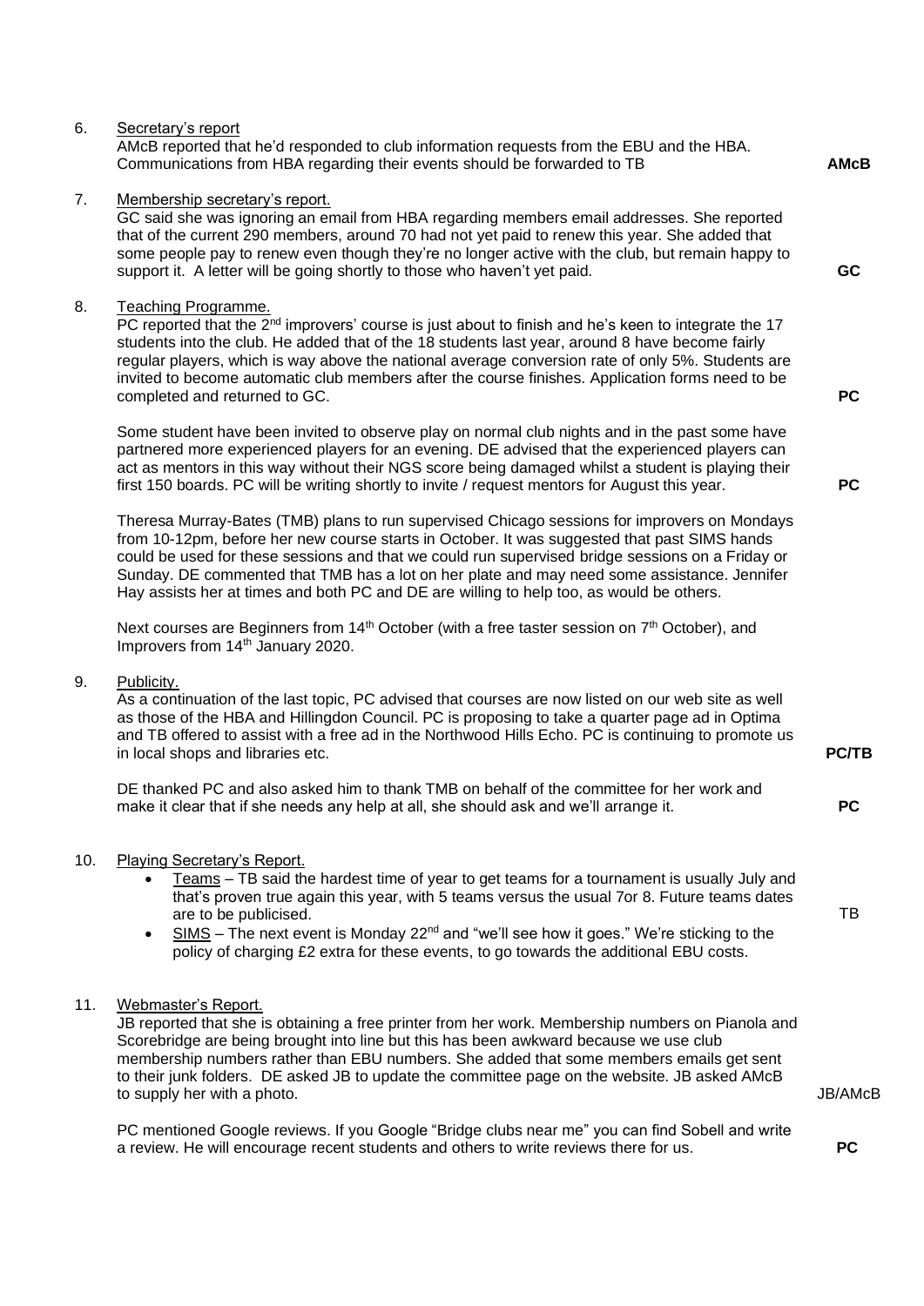6. Secretary's report

AMcB reported that he'd responded to club information requests from the EBU and the HBA. Communications from HBA regarding their events should be forwarded to TB **AMcB**

7. Membership secretary's report.

GC said she was ignoring an email from HBA regarding members email addresses. She reported that of the current 290 members, around 70 had not yet paid to renew this year. She added that some people pay to renew even though they're no longer active with the club, but remain happy to support it. A letter will be going shortly to those who haven't yet paid. **GC**

8. Teaching Programme.

PC reported that the 2nd improvers' course is just about to finish and he's keen to integrate the 17 students into the club. He added that of the 18 students last year, around 8 have become fairly regular players, which is way above the national average conversion rate of only 5%. Students are invited to become automatic club members after the course finishes. Application forms need to be completed and returned to GC. **PC**

Some student have been invited to observe play on normal club nights and in the past some have partnered more experienced players for an evening. DE advised that the experienced players can act as mentors in this way without their NGS score being damaged whilst a student is playing their first 150 boards. PC will be writing shortly to invite / request mentors for August this year. **PC**

Theresa Murray-Bates (TMB) plans to run supervised Chicago sessions for improvers on Mondays from 10-12pm, before her new course starts in October. It was suggested that past SIMS hands could be used for these sessions and that we could run supervised bridge sessions on a Friday or Sunday. DE commented that TMB has a lot on her plate and may need some assistance. Jennifer Hay assists her at times and both PC and DE are willing to help too, as would be others.

Next courses are Beginners from 14th October (with a free taster session on 7th October), and Improvers from 14th January 2020.

9. Publicity.

As a continuation of the last topic, PC advised that courses are now listed on our web site as well as those of the HBA and Hillingdon Council. PC is proposing to take a quarter page ad in Optima and TB offered to assist with a free ad in the Northwood Hills Echo. PC is continuing to promote us in local shops and libraries etc. **PC/TB**

DE thanked PC and also asked him to thank TMB on behalf of the committee for her work and make it clear that if she needs any help at all, she should ask and we'll arrange it. **PC**

10. Playing Secretary's Report.

- Teams – TB said the hardest time of year to get teams for a tournament is usually July and that's proven true again this year, with 5 teams versus the usual 7or 8. Future teams dates are to be publicised. TB
- SIMS – The next event is Monday 22nd and "we'll see how it goes." We're sticking to the policy of charging £2 extra for these events, to go towards the additional EBU costs.

11. Webmaster's Report.

JB reported that she is obtaining a free printer from her work. Membership numbers on Pianola and Scorebridge are being brought into line but this has been awkward because we use club membership numbers rather than EBU numbers. She added that some members emails get sent to their junk folders. DE asked JB to update the committee page on the website. JB asked AMcB to supply her with a photo. JB/AMcB

PC mentioned Google reviews. If you Google "Bridge clubs near me" you can find Sobell and write a review. He will encourage recent students and others to write reviews there for us. **PC**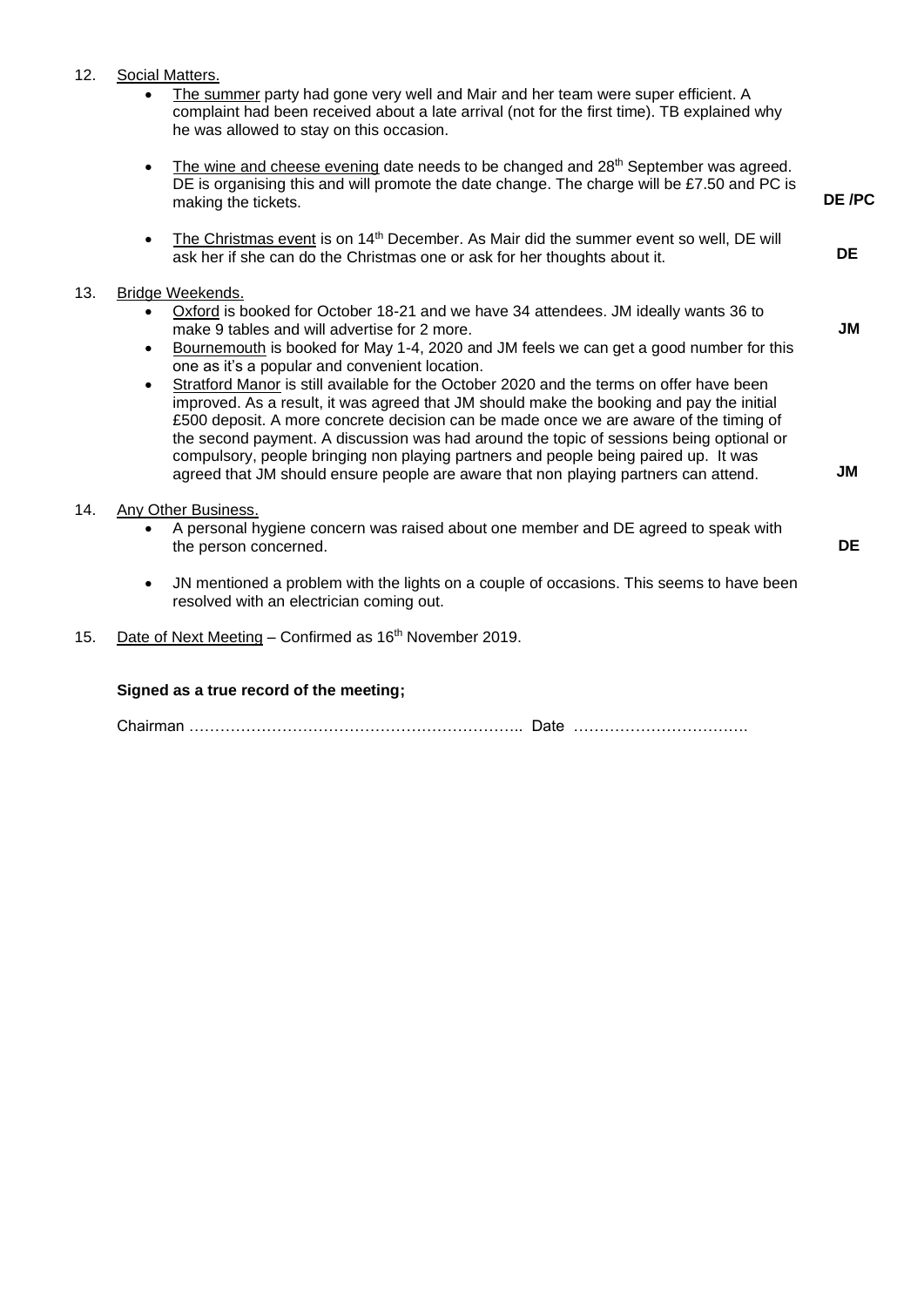12. Social Matters.

- The summer party had gone very well and Mair and her team were super efficient. A complaint had been received about a late arrival (not for the first time). TB explained why he was allowed to stay on this occasion.

- The wine and cheese evening date needs to be changed and 28th September was agreed. DE is organising this and will promote the date change. The charge will be £7.50 and PC is making the tickets. **DE /PC**

- The Christmas event is on 14th December. As Mair did the summer event so well, DE will ask her if she can do the Christmas one or ask for her thoughts about it. **DE**

13. Bridge Weekends.

- Oxford is booked for October 18-21 and we have 34 attendees. JM ideally wants 36 to make 9 tables and will advertise for 2 more. **JM**
- Bournemouth is booked for May 1-4, 2020 and JM feels we can get a good number for this one as it's a popular and convenient location.
- Stratford Manor is still available for the October 2020 and the terms on offer have been improved. As a result, it was agreed that JM should make the booking and pay the initial £500 deposit. A more concrete decision can be made once we are aware of the timing of the second payment. A discussion was had around the topic of sessions being optional or compulsory, people bringing non playing partners and people being paired up. It was agreed that JM should ensure people are aware that non playing partners can attend. **JM**

14. Any Other Business.

- A personal hygiene concern was raised about one member and DE agreed to speak with the person concerned. **DE**

- JN mentioned a problem with the lights on a couple of occasions. This seems to have been resolved with an electrician coming out.

15. Date of Next Meeting – Confirmed as 16th November 2019.

**Signed as a true record of the meeting;**

Chairman ……………………………………………………….. Date …………………………….